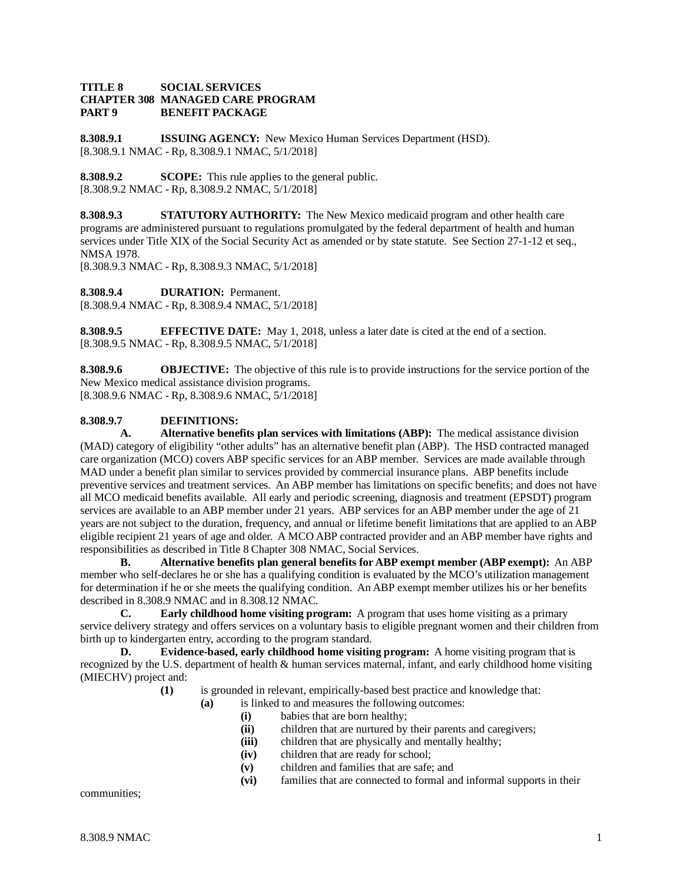**TITLE 8 SOCIAL SERVICES**
**CHAPTER 308 MANAGED CARE PROGRAM**
**PART 9 BENEFIT PACKAGE**

**8.308.9.1 ISSUING AGENCY:** New Mexico Human Services Department (HSD).
[8.308.9.1 NMAC - Rp, 8.308.9.1 NMAC, 5/1/2018]

**8.308.9.2 SCOPE:** This rule applies to the general public.
[8.308.9.2 NMAC - Rp, 8.308.9.2 NMAC, 5/1/2018]

**8.308.9.3 STATUTORY AUTHORITY:** The New Mexico medicaid program and other health care programs are administered pursuant to regulations promulgated by the federal department of health and human services under Title XIX of the Social Security Act as amended or by state statute. See Section 27-1-12 et seq., NMSA 1978.
[8.308.9.3 NMAC - Rp, 8.308.9.3 NMAC, 5/1/2018]

**8.308.9.4 DURATION:** Permanent.
[8.308.9.4 NMAC - Rp, 8.308.9.4 NMAC, 5/1/2018]

**8.308.9.5 EFFECTIVE DATE:** May 1, 2018, unless a later date is cited at the end of a section.
[8.308.9.5 NMAC - Rp, 8.308.9.5 NMAC, 5/1/2018]

**8.308.9.6 OBJECTIVE:** The objective of this rule is to provide instructions for the service portion of the New Mexico medical assistance division programs.
[8.308.9.6 NMAC - Rp, 8.308.9.6 NMAC, 5/1/2018]

**8.308.9.7 DEFINITIONS:**

**A. Alternative benefits plan services with limitations (ABP):** The medical assistance division (MAD) category of eligibility "other adults" has an alternative benefit plan (ABP). The HSD contracted managed care organization (MCO) covers ABP specific services for an ABP member. Services are made available through MAD under a benefit plan similar to services provided by commercial insurance plans. ABP benefits include preventive services and treatment services. An ABP member has limitations on specific benefits; and does not have all MCO medicaid benefits available. All early and periodic screening, diagnosis and treatment (EPSDT) program services are available to an ABP member under 21 years. ABP services for an ABP member under the age of 21 years are not subject to the duration, frequency, and annual or lifetime benefit limitations that are applied to an ABP eligible recipient 21 years of age and older. A MCO ABP contracted provider and an ABP member have rights and responsibilities as described in Title 8 Chapter 308 NMAC, Social Services.

**B. Alternative benefits plan general benefits for ABP exempt member (ABP exempt):** An ABP member who self-declares he or she has a qualifying condition is evaluated by the MCO's utilization management for determination if he or she meets the qualifying condition. An ABP exempt member utilizes his or her benefits described in 8.308.9 NMAC and in 8.308.12 NMAC.

**C. Early childhood home visiting program:** A program that uses home visiting as a primary service delivery strategy and offers services on a voluntary basis to eligible pregnant women and their children from birth up to kindergarten entry, according to the program standard.

**D. Evidence-based, early childhood home visiting program:** A home visiting program that is recognized by the U.S. department of health & human services maternal, infant, and early childhood home visiting (MIECHV) project and:

**(1)** is grounded in relevant, empirically-based best practice and knowledge that:

**(a)** is linked to and measures the following outcomes:

**(i)** babies that are born healthy;
**(ii)** children that are nurtured by their parents and caregivers;
**(iii)** children that are physically and mentally healthy;
**(iv)** children that are ready for school;
**(v)** children and families that are safe; and
**(vi)** families that are connected to formal and informal supports in their communities;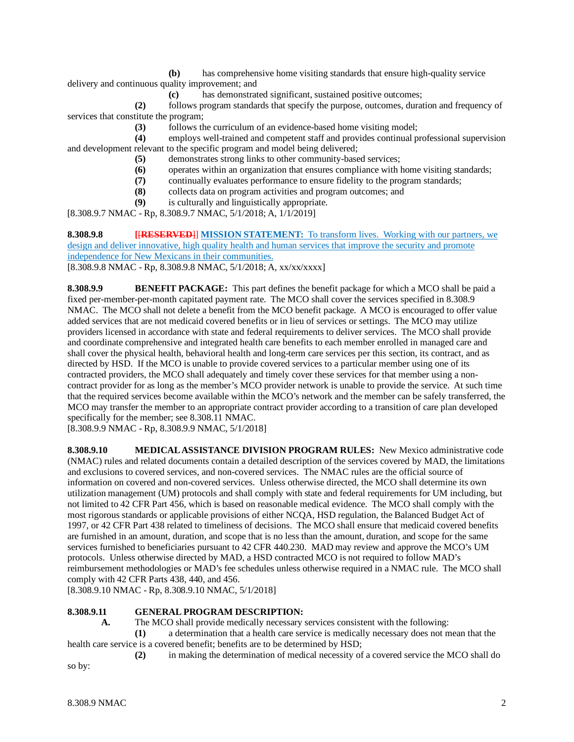**(b)** has comprehensive home visiting standards that ensure high-quality service delivery and continuous quality improvement; and

**(c)** has demonstrated significant, sustained positive outcomes;

**(2)** follows program standards that specify the purpose, outcomes, duration and frequency of services that constitute the program;

**(3)** follows the curriculum of an evidence-based home visiting model;

**(4)** employs well-trained and competent staff and provides continual professional supervision and development relevant to the specific program and model being delivered;

**(5)** demonstrates strong links to other community-based services;

**(6)** operates within an organization that ensures compliance with home visiting standards;

**(7)** continually evaluates performance to ensure fidelity to the program standards;

**(8)** collects data on program activities and program outcomes; and

**(9)** is culturally and linguistically appropriate.

[8.308.9.7 NMAC - Rp, 8.308.9.7 NMAC, 5/1/2018; A, 1/1/2019]

**8.308.9.8** **[~~[RESERVED]~~]** **MISSION STATEMENT:** To transform lives. Working with our partners, we design and deliver innovative, high quality health and human services that improve the security and promote independence for New Mexicans in their communities.

[8.308.9.8 NMAC - Rp, 8.308.9.8 NMAC, 5/1/2018; A, xx/xx/xxxx]

**8.308.9.9** **BENEFIT PACKAGE:** This part defines the benefit package for which a MCO shall be paid a fixed per-member-per-month capitated payment rate. The MCO shall cover the services specified in 8.308.9 NMAC. The MCO shall not delete a benefit from the MCO benefit package. A MCO is encouraged to offer value added services that are not medicaid covered benefits or in lieu of services or settings. The MCO may utilize providers licensed in accordance with state and federal requirements to deliver services. The MCO shall provide and coordinate comprehensive and integrated health care benefits to each member enrolled in managed care and shall cover the physical health, behavioral health and long-term care services per this section, its contract, and as directed by HSD. If the MCO is unable to provide covered services to a particular member using one of its contracted providers, the MCO shall adequately and timely cover these services for that member using a non-contract provider for as long as the member's MCO provider network is unable to provide the service. At such time that the required services become available within the MCO's network and the member can be safely transferred, the MCO may transfer the member to an appropriate contract provider according to a transition of care plan developed specifically for the member; see 8.308.11 NMAC.

[8.308.9.9 NMAC - Rp, 8.308.9.9 NMAC, 5/1/2018]

**8.308.9.10** **MEDICAL ASSISTANCE DIVISION PROGRAM RULES:** New Mexico administrative code (NMAC) rules and related documents contain a detailed description of the services covered by MAD, the limitations and exclusions to covered services, and non-covered services. The NMAC rules are the official source of information on covered and non-covered services. Unless otherwise directed, the MCO shall determine its own utilization management (UM) protocols and shall comply with state and federal requirements for UM including, but not limited to 42 CFR Part 456, which is based on reasonable medical evidence. The MCO shall comply with the most rigorous standards or applicable provisions of either NCQA, HSD regulation, the Balanced Budget Act of 1997, or 42 CFR Part 438 related to timeliness of decisions. The MCO shall ensure that medicaid covered benefits are furnished in an amount, duration, and scope that is no less than the amount, duration, and scope for the same services furnished to beneficiaries pursuant to 42 CFR 440.230. MAD may review and approve the MCO's UM protocols. Unless otherwise directed by MAD, a HSD contracted MCO is not required to follow MAD's reimbursement methodologies or MAD's fee schedules unless otherwise required in a NMAC rule. The MCO shall comply with 42 CFR Parts 438, 440, and 456.

[8.308.9.10 NMAC - Rp, 8.308.9.10 NMAC, 5/1/2018]

**8.308.9.11** **GENERAL PROGRAM DESCRIPTION:**

**A.** The MCO shall provide medically necessary services consistent with the following:

**(1)** a determination that a health care service is medically necessary does not mean that the health care service is a covered benefit; benefits are to be determined by HSD;

**(2)** in making the determination of medical necessity of a covered service the MCO shall do so by: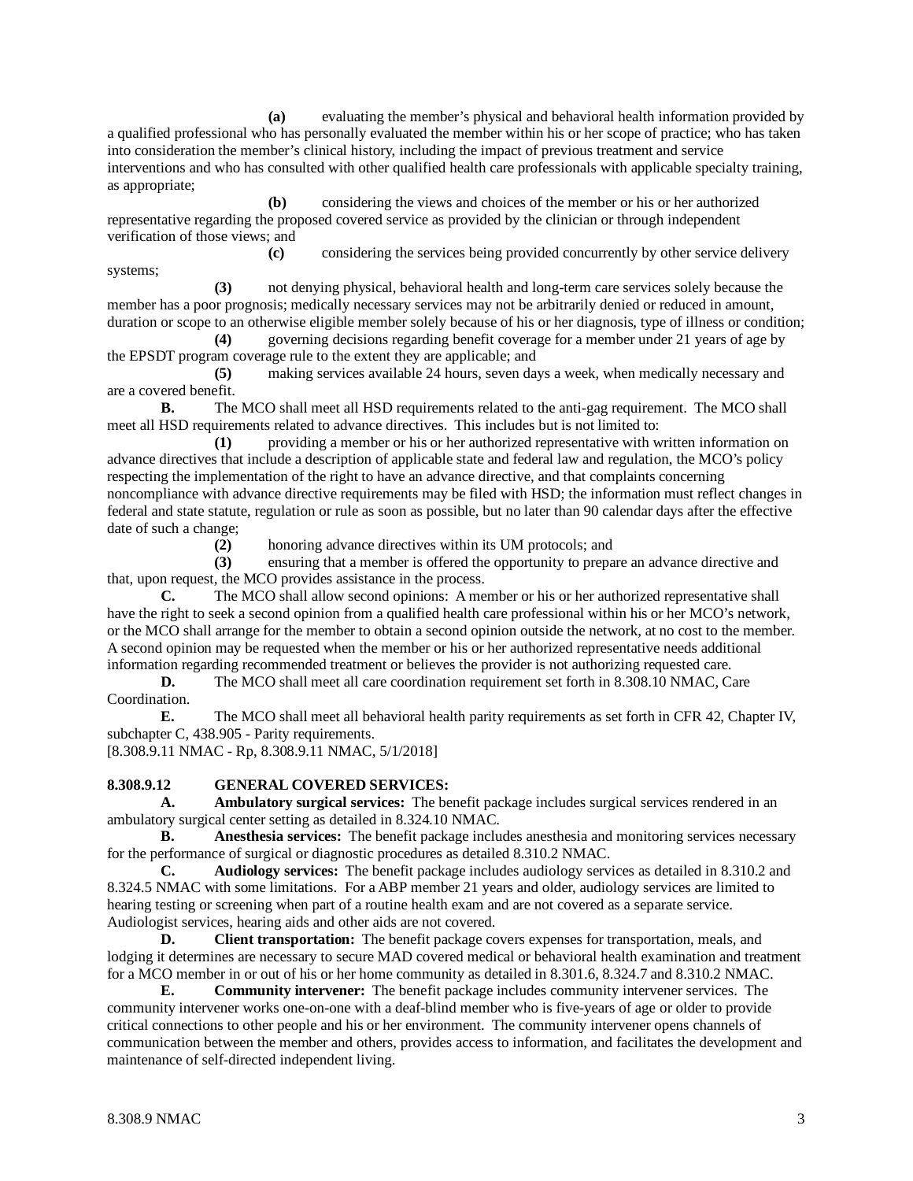**(a)** evaluating the member's physical and behavioral health information provided by a qualified professional who has personally evaluated the member within his or her scope of practice; who has taken into consideration the member's clinical history, including the impact of previous treatment and service interventions and who has consulted with other qualified health care professionals with applicable specialty training, as appropriate;

**(b)** considering the views and choices of the member or his or her authorized representative regarding the proposed covered service as provided by the clinician or through independent verification of those views; and

**(c)** considering the services being provided concurrently by other service delivery systems;

**(3)** not denying physical, behavioral health and long-term care services solely because the member has a poor prognosis; medically necessary services may not be arbitrarily denied or reduced in amount, duration or scope to an otherwise eligible member solely because of his or her diagnosis, type of illness or condition;

**(4)** governing decisions regarding benefit coverage for a member under 21 years of age by the EPSDT program coverage rule to the extent they are applicable; and

**(5)** making services available 24 hours, seven days a week, when medically necessary and are a covered benefit.

**B.** The MCO shall meet all HSD requirements related to the anti-gag requirement. The MCO shall meet all HSD requirements related to advance directives. This includes but is not limited to:

**(1)** providing a member or his or her authorized representative with written information on advance directives that include a description of applicable state and federal law and regulation, the MCO's policy respecting the implementation of the right to have an advance directive, and that complaints concerning noncompliance with advance directive requirements may be filed with HSD; the information must reflect changes in federal and state statute, regulation or rule as soon as possible, but no later than 90 calendar days after the effective date of such a change;

**(2)** honoring advance directives within its UM protocols; and

**(3)** ensuring that a member is offered the opportunity to prepare an advance directive and that, upon request, the MCO provides assistance in the process.

**C.** The MCO shall allow second opinions: A member or his or her authorized representative shall have the right to seek a second opinion from a qualified health care professional within his or her MCO's network, or the MCO shall arrange for the member to obtain a second opinion outside the network, at no cost to the member. A second opinion may be requested when the member or his or her authorized representative needs additional information regarding recommended treatment or believes the provider is not authorizing requested care.

**D.** The MCO shall meet all care coordination requirement set forth in 8.308.10 NMAC, Care Coordination.

**E.** The MCO shall meet all behavioral health parity requirements as set forth in CFR 42, Chapter IV, subchapter C, 438.905 - Parity requirements.

[8.308.9.11 NMAC - Rp, 8.308.9.11 NMAC, 5/1/2018]

**8.308.9.12 GENERAL COVERED SERVICES:**

**A. Ambulatory surgical services:** The benefit package includes surgical services rendered in an ambulatory surgical center setting as detailed in 8.324.10 NMAC.

**B. Anesthesia services:** The benefit package includes anesthesia and monitoring services necessary for the performance of surgical or diagnostic procedures as detailed 8.310.2 NMAC.

**C. Audiology services:** The benefit package includes audiology services as detailed in 8.310.2 and 8.324.5 NMAC with some limitations. For a ABP member 21 years and older, audiology services are limited to hearing testing or screening when part of a routine health exam and are not covered as a separate service. Audiologist services, hearing aids and other aids are not covered.

**D. Client transportation:** The benefit package covers expenses for transportation, meals, and lodging it determines are necessary to secure MAD covered medical or behavioral health examination and treatment for a MCO member in or out of his or her home community as detailed in 8.301.6, 8.324.7 and 8.310.2 NMAC.

**E. Community intervener:** The benefit package includes community intervener services. The community intervener works one-on-one with a deaf-blind member who is five-years of age or older to provide critical connections to other people and his or her environment. The community intervener opens channels of communication between the member and others, provides access to information, and facilitates the development and maintenance of self-directed independent living.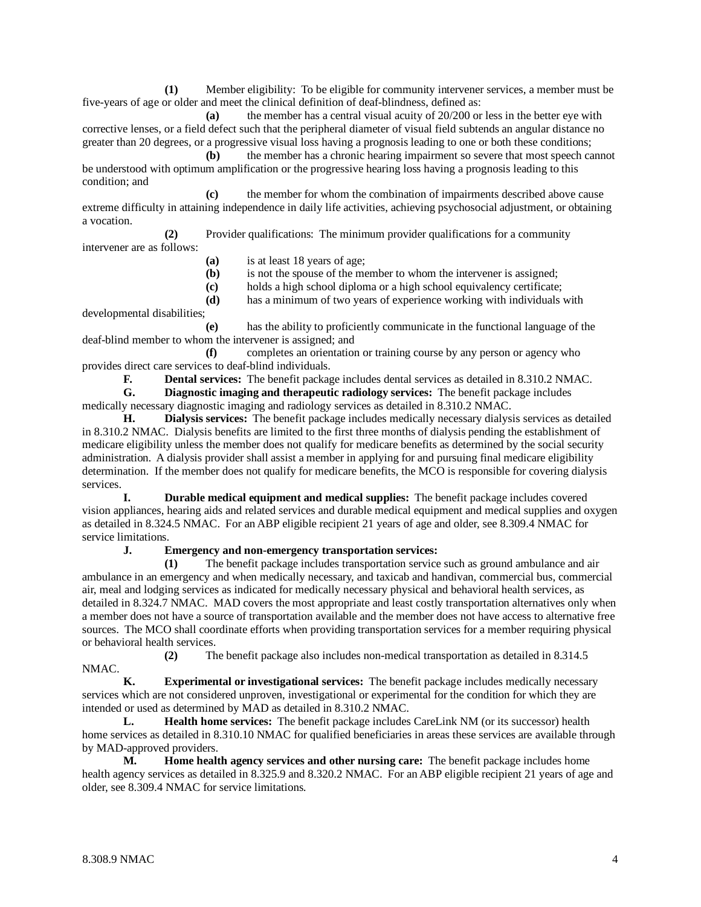**(1)** Member eligibility: To be eligible for community intervener services, a member must be five-years of age or older and meet the clinical definition of deaf-blindness, defined as:

**(a)** the member has a central visual acuity of 20/200 or less in the better eye with corrective lenses, or a field defect such that the peripheral diameter of visual field subtends an angular distance no greater than 20 degrees, or a progressive visual loss having a prognosis leading to one or both these conditions;

**(b)** the member has a chronic hearing impairment so severe that most speech cannot be understood with optimum amplification or the progressive hearing loss having a prognosis leading to this condition; and

**(c)** the member for whom the combination of impairments described above cause extreme difficulty in attaining independence in daily life activities, achieving psychosocial adjustment, or obtaining a vocation.

**(2)** Provider qualifications: The minimum provider qualifications for a community intervener are as follows:

**(a)** is at least 18 years of age;

**(b)** is not the spouse of the member to whom the intervener is assigned;

**(c)** holds a high school diploma or a high school equivalency certificate;

**(d)** has a minimum of two years of experience working with individuals with developmental disabilities;

**(e)** has the ability to proficiently communicate in the functional language of the deaf-blind member to whom the intervener is assigned; and

**(f)** completes an orientation or training course by any person or agency who provides direct care services to deaf-blind individuals.

**F. Dental services:** The benefit package includes dental services as detailed in 8.310.2 NMAC.

**G. Diagnostic imaging and therapeutic radiology services:** The benefit package includes medically necessary diagnostic imaging and radiology services as detailed in 8.310.2 NMAC.

**H. Dialysis services:** The benefit package includes medically necessary dialysis services as detailed in 8.310.2 NMAC. Dialysis benefits are limited to the first three months of dialysis pending the establishment of medicare eligibility unless the member does not qualify for medicare benefits as determined by the social security administration. A dialysis provider shall assist a member in applying for and pursuing final medicare eligibility determination. If the member does not qualify for medicare benefits, the MCO is responsible for covering dialysis services.

**I. Durable medical equipment and medical supplies:** The benefit package includes covered vision appliances, hearing aids and related services and durable medical equipment and medical supplies and oxygen as detailed in 8.324.5 NMAC. For an ABP eligible recipient 21 years of age and older, see 8.309.4 NMAC for service limitations.

**J. Emergency and non-emergency transportation services:**

**(1)** The benefit package includes transportation service such as ground ambulance and air ambulance in an emergency and when medically necessary, and taxicab and handivan, commercial bus, commercial air, meal and lodging services as indicated for medically necessary physical and behavioral health services, as detailed in 8.324.7 NMAC. MAD covers the most appropriate and least costly transportation alternatives only when a member does not have a source of transportation available and the member does not have access to alternative free sources. The MCO shall coordinate efforts when providing transportation services for a member requiring physical or behavioral health services.

**(2)** The benefit package also includes non-medical transportation as detailed in 8.314.5 NMAC.

**K. Experimental or investigational services:** The benefit package includes medically necessary services which are not considered unproven, investigational or experimental for the condition for which they are intended or used as determined by MAD as detailed in 8.310.2 NMAC.

**L. Health home services:** The benefit package includes CareLink NM (or its successor) health home services as detailed in 8.310.10 NMAC for qualified beneficiaries in areas these services are available through by MAD-approved providers.

**M. Home health agency services and other nursing care:** The benefit package includes home health agency services as detailed in 8.325.9 and 8.320.2 NMAC. For an ABP eligible recipient 21 years of age and older, see 8.309.4 NMAC for service limitations.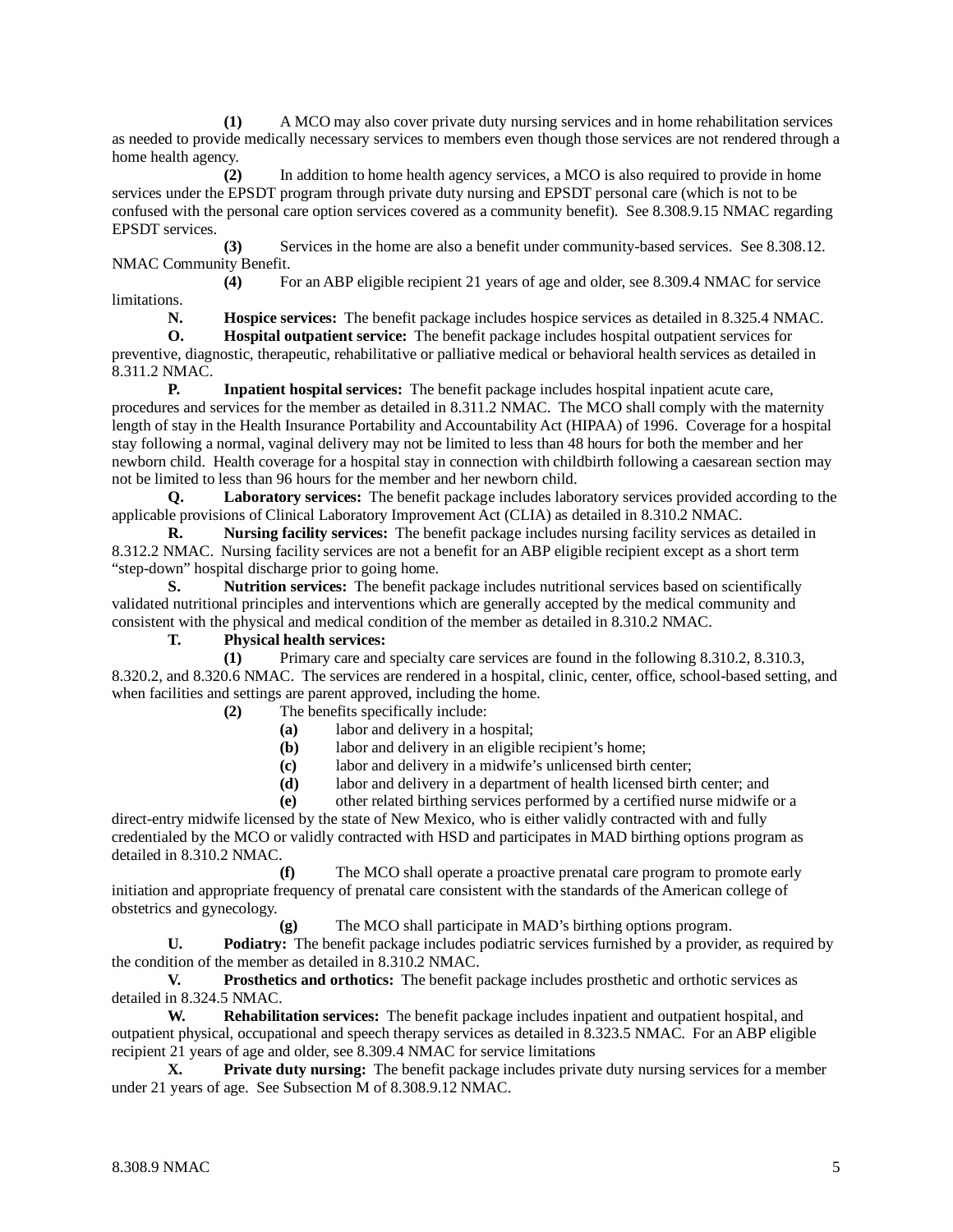**(1)** A MCO may also cover private duty nursing services and in home rehabilitation services as needed to provide medically necessary services to members even though those services are not rendered through a home health agency.

**(2)** In addition to home health agency services, a MCO is also required to provide in home services under the EPSDT program through private duty nursing and EPSDT personal care (which is not to be confused with the personal care option services covered as a community benefit). See 8.308.9.15 NMAC regarding EPSDT services.

**(3)** Services in the home are also a benefit under community-based services. See 8.308.12. NMAC Community Benefit.

**(4)** For an ABP eligible recipient 21 years of age and older, see 8.309.4 NMAC for service limitations.

**N. Hospice services:** The benefit package includes hospice services as detailed in 8.325.4 NMAC.

**O. Hospital outpatient service:** The benefit package includes hospital outpatient services for preventive, diagnostic, therapeutic, rehabilitative or palliative medical or behavioral health services as detailed in 8.311.2 NMAC.

**P. Inpatient hospital services:** The benefit package includes hospital inpatient acute care, procedures and services for the member as detailed in 8.311.2 NMAC. The MCO shall comply with the maternity length of stay in the Health Insurance Portability and Accountability Act (HIPAA) of 1996. Coverage for a hospital stay following a normal, vaginal delivery may not be limited to less than 48 hours for both the member and her newborn child. Health coverage for a hospital stay in connection with childbirth following a caesarean section may not be limited to less than 96 hours for the member and her newborn child.

**Q. Laboratory services:** The benefit package includes laboratory services provided according to the applicable provisions of Clinical Laboratory Improvement Act (CLIA) as detailed in 8.310.2 NMAC.

**R. Nursing facility services:** The benefit package includes nursing facility services as detailed in 8.312.2 NMAC. Nursing facility services are not a benefit for an ABP eligible recipient except as a short term "step-down" hospital discharge prior to going home.

**S. Nutrition services:** The benefit package includes nutritional services based on scientifically validated nutritional principles and interventions which are generally accepted by the medical community and consistent with the physical and medical condition of the member as detailed in 8.310.2 NMAC.

**T. Physical health services:**

**(1)** Primary care and specialty care services are found in the following 8.310.2, 8.310.3, 8.320.2, and 8.320.6 NMAC. The services are rendered in a hospital, clinic, center, office, school-based setting, and when facilities and settings are parent approved, including the home.

**(2)** The benefits specifically include:

**(a)** labor and delivery in a hospital;

**(b)** labor and delivery in an eligible recipient's home;

**(c)** labor and delivery in a midwife's unlicensed birth center;

**(d)** labor and delivery in a department of health licensed birth center; and

**(e)** other related birthing services performed by a certified nurse midwife or a direct-entry midwife licensed by the state of New Mexico, who is either validly contracted with and fully credentialed by the MCO or validly contracted with HSD and participates in MAD birthing options program as detailed in 8.310.2 NMAC.

**(f)** The MCO shall operate a proactive prenatal care program to promote early initiation and appropriate frequency of prenatal care consistent with the standards of the American college of obstetrics and gynecology.

**(g)** The MCO shall participate in MAD's birthing options program.

**U. Podiatry:** The benefit package includes podiatric services furnished by a provider, as required by the condition of the member as detailed in 8.310.2 NMAC.

**V. Prosthetics and orthotics:** The benefit package includes prosthetic and orthotic services as detailed in 8.324.5 NMAC.

**W. Rehabilitation services:** The benefit package includes inpatient and outpatient hospital, and outpatient physical, occupational and speech therapy services as detailed in 8.323.5 NMAC. For an ABP eligible recipient 21 years of age and older, see 8.309.4 NMAC for service limitations

**X. Private duty nursing:** The benefit package includes private duty nursing services for a member under 21 years of age. See Subsection M of 8.308.9.12 NMAC.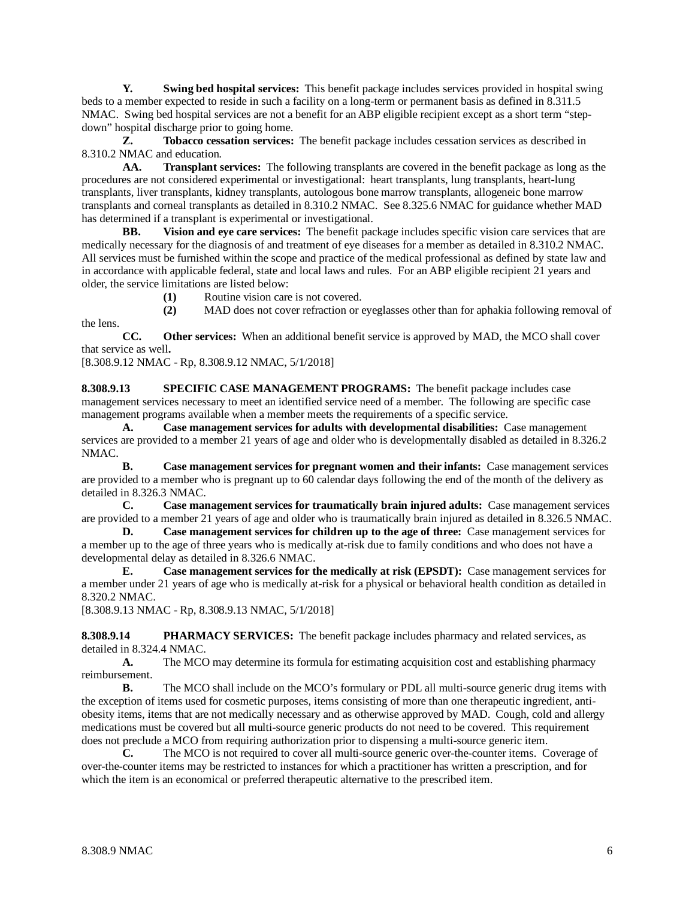**Y. Swing bed hospital services:** This benefit package includes services provided in hospital swing beds to a member expected to reside in such a facility on a long-term or permanent basis as defined in 8.311.5 NMAC. Swing bed hospital services are not a benefit for an ABP eligible recipient except as a short term "step-down" hospital discharge prior to going home.

**Z. Tobacco cessation services:** The benefit package includes cessation services as described in 8.310.2 NMAC and education.

**AA. Transplant services:** The following transplants are covered in the benefit package as long as the procedures are not considered experimental or investigational: heart transplants, lung transplants, heart-lung transplants, liver transplants, kidney transplants, autologous bone marrow transplants, allogeneic bone marrow transplants and corneal transplants as detailed in 8.310.2 NMAC. See 8.325.6 NMAC for guidance whether MAD has determined if a transplant is experimental or investigational.

**BB. Vision and eye care services:** The benefit package includes specific vision care services that are medically necessary for the diagnosis of and treatment of eye diseases for a member as detailed in 8.310.2 NMAC. All services must be furnished within the scope and practice of the medical professional as defined by state law and in accordance with applicable federal, state and local laws and rules. For an ABP eligible recipient 21 years and older, the service limitations are listed below:

**(1)** Routine vision care is not covered.

**(2)** MAD does not cover refraction or eyeglasses other than for aphakia following removal of the lens.

**CC. Other services:** When an additional benefit service is approved by MAD, the MCO shall cover that service as well**.**

[8.308.9.12 NMAC - Rp, 8.308.9.12 NMAC, 5/1/2018]

**8.308.9.13 SPECIFIC CASE MANAGEMENT PROGRAMS:** The benefit package includes case management services necessary to meet an identified service need of a member. The following are specific case management programs available when a member meets the requirements of a specific service.

**A. Case management services for adults with developmental disabilities:** Case management services are provided to a member 21 years of age and older who is developmentally disabled as detailed in 8.326.2 NMAC.

**B. Case management services for pregnant women and their infants:** Case management services are provided to a member who is pregnant up to 60 calendar days following the end of the month of the delivery as detailed in 8.326.3 NMAC.

**C. Case management services for traumatically brain injured adults:** Case management services are provided to a member 21 years of age and older who is traumatically brain injured as detailed in 8.326.5 NMAC.

**D. Case management services for children up to the age of three:** Case management services for a member up to the age of three years who is medically at-risk due to family conditions and who does not have a developmental delay as detailed in 8.326.6 NMAC.

**E. Case management services for the medically at risk (EPSDT):** Case management services for a member under 21 years of age who is medically at-risk for a physical or behavioral health condition as detailed in 8.320.2 NMAC.

[8.308.9.13 NMAC - Rp, 8.308.9.13 NMAC, 5/1/2018]

**8.308.9.14 PHARMACY SERVICES:** The benefit package includes pharmacy and related services, as detailed in 8.324.4 NMAC.

**A.** The MCO may determine its formula for estimating acquisition cost and establishing pharmacy reimbursement.

**B.** The MCO shall include on the MCO's formulary or PDL all multi-source generic drug items with the exception of items used for cosmetic purposes, items consisting of more than one therapeutic ingredient, anti-obesity items, items that are not medically necessary and as otherwise approved by MAD. Cough, cold and allergy medications must be covered but all multi-source generic products do not need to be covered. This requirement does not preclude a MCO from requiring authorization prior to dispensing a multi-source generic item.

**C.** The MCO is not required to cover all multi-source generic over-the-counter items. Coverage of over-the-counter items may be restricted to instances for which a practitioner has written a prescription, and for which the item is an economical or preferred therapeutic alternative to the prescribed item.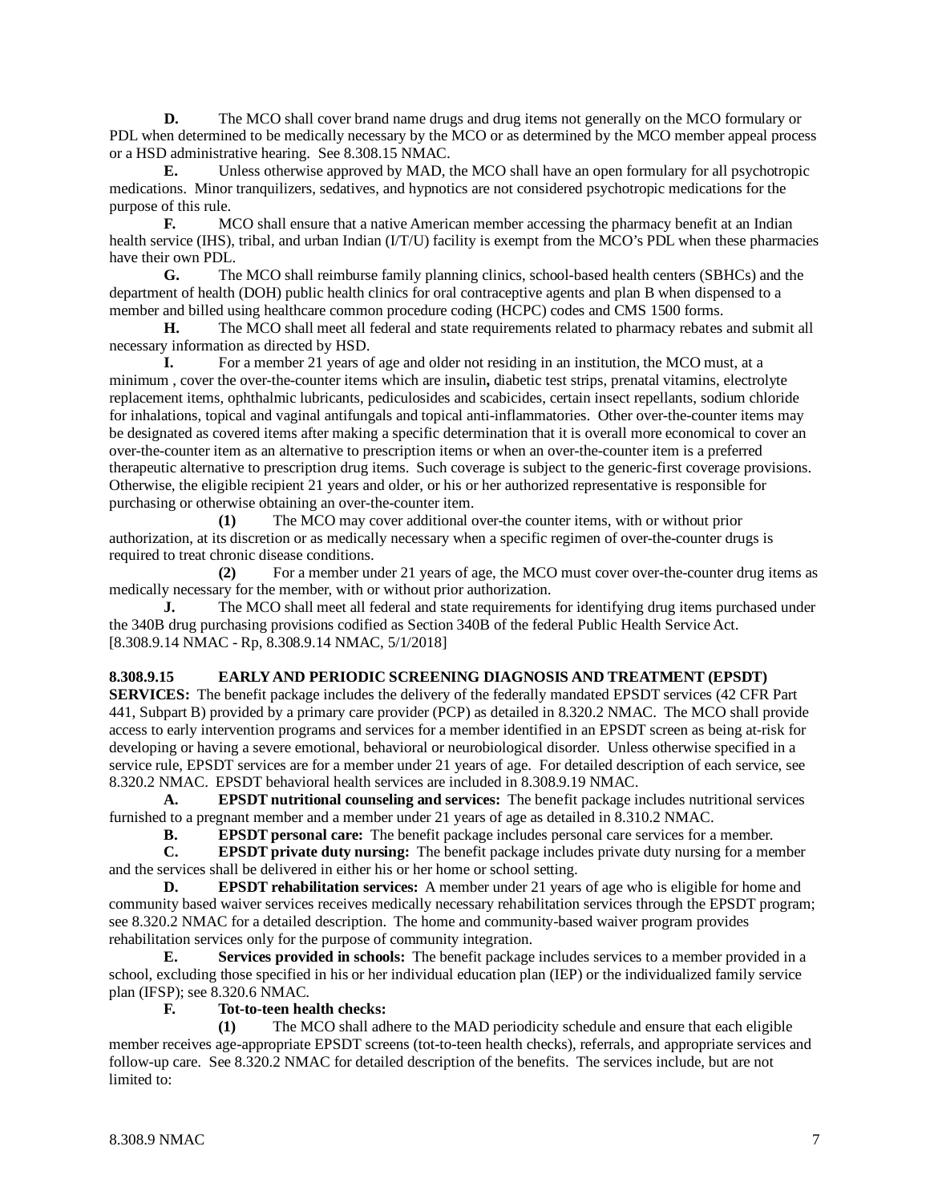**D.** The MCO shall cover brand name drugs and drug items not generally on the MCO formulary or PDL when determined to be medically necessary by the MCO or as determined by the MCO member appeal process or a HSD administrative hearing. See 8.308.15 NMAC.

**E.** Unless otherwise approved by MAD, the MCO shall have an open formulary for all psychotropic medications. Minor tranquilizers, sedatives, and hypnotics are not considered psychotropic medications for the purpose of this rule.

**F.** MCO shall ensure that a native American member accessing the pharmacy benefit at an Indian health service (IHS), tribal, and urban Indian (I/T/U) facility is exempt from the MCO's PDL when these pharmacies have their own PDL.

**G.** The MCO shall reimburse family planning clinics, school-based health centers (SBHCs) and the department of health (DOH) public health clinics for oral contraceptive agents and plan B when dispensed to a member and billed using healthcare common procedure coding (HCPC) codes and CMS 1500 forms.

**H.** The MCO shall meet all federal and state requirements related to pharmacy rebates and submit all necessary information as directed by HSD.

**I.** For a member 21 years of age and older not residing in an institution, the MCO must, at a minimum , cover the over-the-counter items which are insulin**,** diabetic test strips, prenatal vitamins, electrolyte replacement items, ophthalmic lubricants, pediculosides and scabicides, certain insect repellants, sodium chloride for inhalations, topical and vaginal antifungals and topical anti-inflammatories. Other over-the-counter items may be designated as covered items after making a specific determination that it is overall more economical to cover an over-the-counter item as an alternative to prescription items or when an over-the-counter item is a preferred therapeutic alternative to prescription drug items. Such coverage is subject to the generic-first coverage provisions. Otherwise, the eligible recipient 21 years and older, or his or her authorized representative is responsible for purchasing or otherwise obtaining an over-the-counter item.

**(1)** The MCO may cover additional over-the counter items, with or without prior authorization, at its discretion or as medically necessary when a specific regimen of over-the-counter drugs is required to treat chronic disease conditions.

**(2)** For a member under 21 years of age, the MCO must cover over-the-counter drug items as medically necessary for the member, with or without prior authorization.

**J.** The MCO shall meet all federal and state requirements for identifying drug items purchased under the 340B drug purchasing provisions codified as Section 340B of the federal Public Health Service Act.
[8.308.9.14 NMAC - Rp, 8.308.9.14 NMAC, 5/1/2018]

**8.308.9.15 EARLY AND PERIODIC SCREENING DIAGNOSIS AND TREATMENT (EPSDT) SERVICES:** The benefit package includes the delivery of the federally mandated EPSDT services (42 CFR Part 441, Subpart B) provided by a primary care provider (PCP) as detailed in 8.320.2 NMAC. The MCO shall provide access to early intervention programs and services for a member identified in an EPSDT screen as being at-risk for developing or having a severe emotional, behavioral or neurobiological disorder. Unless otherwise specified in a service rule, EPSDT services are for a member under 21 years of age. For detailed description of each service, see 8.320.2 NMAC. EPSDT behavioral health services are included in 8.308.9.19 NMAC.

**A. EPSDT nutritional counseling and services:** The benefit package includes nutritional services furnished to a pregnant member and a member under 21 years of age as detailed in 8.310.2 NMAC.

**B. EPSDT personal care:** The benefit package includes personal care services for a member.

**C. EPSDT private duty nursing:** The benefit package includes private duty nursing for a member and the services shall be delivered in either his or her home or school setting.

**D. EPSDT rehabilitation services:** A member under 21 years of age who is eligible for home and community based waiver services receives medically necessary rehabilitation services through the EPSDT program; see 8.320.2 NMAC for a detailed description. The home and community-based waiver program provides rehabilitation services only for the purpose of community integration.

**E. Services provided in schools:** The benefit package includes services to a member provided in a school, excluding those specified in his or her individual education plan (IEP) or the individualized family service plan (IFSP); see 8.320.6 NMAC.

**F. Tot-to-teen health checks:**

**(1)** The MCO shall adhere to the MAD periodicity schedule and ensure that each eligible member receives age-appropriate EPSDT screens (tot-to-teen health checks), referrals, and appropriate services and follow-up care. See 8.320.2 NMAC for detailed description of the benefits. The services include, but are not limited to: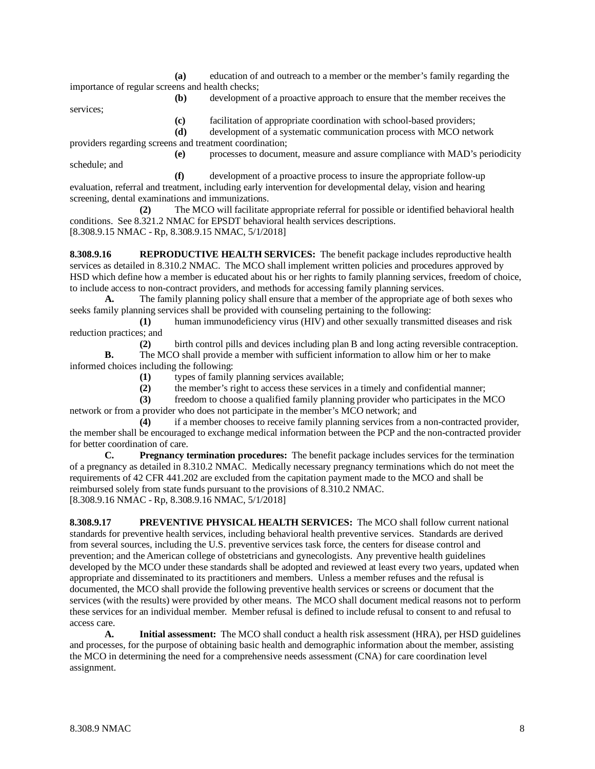**(a)** education of and outreach to a member or the member's family regarding the importance of regular screens and health checks;

**(b)** development of a proactive approach to ensure that the member receives the services;

**(c)** facilitation of appropriate coordination with school-based providers;

**(d)** development of a systematic communication process with MCO network providers regarding screens and treatment coordination;

**(e)** processes to document, measure and assure compliance with MAD's periodicity schedule; and

**(f)** development of a proactive process to insure the appropriate follow-up evaluation, referral and treatment, including early intervention for developmental delay, vision and hearing screening, dental examinations and immunizations.

**(2)** The MCO will facilitate appropriate referral for possible or identified behavioral health conditions. See 8.321.2 NMAC for EPSDT behavioral health services descriptions.
[8.308.9.15 NMAC - Rp, 8.308.9.15 NMAC, 5/1/2018]

**8.308.9.16 REPRODUCTIVE HEALTH SERVICES:** The benefit package includes reproductive health services as detailed in 8.310.2 NMAC. The MCO shall implement written policies and procedures approved by HSD which define how a member is educated about his or her rights to family planning services, freedom of choice, to include access to non-contract providers, and methods for accessing family planning services.

**A.** The family planning policy shall ensure that a member of the appropriate age of both sexes who seeks family planning services shall be provided with counseling pertaining to the following:

**(1)** human immunodeficiency virus (HIV) and other sexually transmitted diseases and risk reduction practices; and

**(2)** birth control pills and devices including plan B and long acting reversible contraception.

**B.** The MCO shall provide a member with sufficient information to allow him or her to make informed choices including the following:

**(1)** types of family planning services available;

**(2)** the member's right to access these services in a timely and confidential manner;

**(3)** freedom to choose a qualified family planning provider who participates in the MCO network or from a provider who does not participate in the member's MCO network; and

**(4)** if a member chooses to receive family planning services from a non-contracted provider, the member shall be encouraged to exchange medical information between the PCP and the non-contracted provider for better coordination of care.

**C. Pregnancy termination procedures:** The benefit package includes services for the termination of a pregnancy as detailed in 8.310.2 NMAC. Medically necessary pregnancy terminations which do not meet the requirements of 42 CFR 441.202 are excluded from the capitation payment made to the MCO and shall be reimbursed solely from state funds pursuant to the provisions of 8.310.2 NMAC.
[8.308.9.16 NMAC - Rp, 8.308.9.16 NMAC, 5/1/2018]

**8.308.9.17 PREVENTIVE PHYSICAL HEALTH SERVICES:** The MCO shall follow current national standards for preventive health services, including behavioral health preventive services. Standards are derived from several sources, including the U.S. preventive services task force, the centers for disease control and prevention; and the American college of obstetricians and gynecologists. Any preventive health guidelines developed by the MCO under these standards shall be adopted and reviewed at least every two years, updated when appropriate and disseminated to its practitioners and members. Unless a member refuses and the refusal is documented, the MCO shall provide the following preventive health services or screens or document that the services (with the results) were provided by other means. The MCO shall document medical reasons not to perform these services for an individual member. Member refusal is defined to include refusal to consent to and refusal to access care.

**A. Initial assessment:** The MCO shall conduct a health risk assessment (HRA), per HSD guidelines and processes, for the purpose of obtaining basic health and demographic information about the member, assisting the MCO in determining the need for a comprehensive needs assessment (CNA) for care coordination level assignment.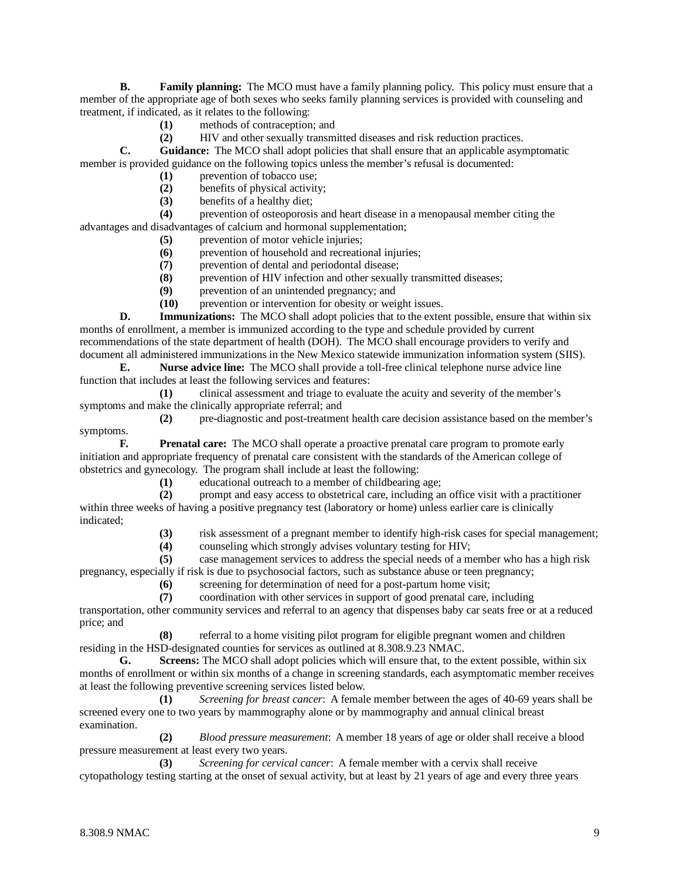**B. Family planning:** The MCO must have a family planning policy. This policy must ensure that a member of the appropriate age of both sexes who seeks family planning services is provided with counseling and treatment, if indicated, as it relates to the following:

**(1)** methods of contraception; and

**(2)** HIV and other sexually transmitted diseases and risk reduction practices.

**C. Guidance:** The MCO shall adopt policies that shall ensure that an applicable asymptomatic member is provided guidance on the following topics unless the member's refusal is documented:

**(1)** prevention of tobacco use;

**(2)** benefits of physical activity;

**(3)** benefits of a healthy diet;

**(4)** prevention of osteoporosis and heart disease in a menopausal member citing the advantages and disadvantages of calcium and hormonal supplementation;

**(5)** prevention of motor vehicle injuries;

**(6)** prevention of household and recreational injuries;

**(7)** prevention of dental and periodontal disease;

**(8)** prevention of HIV infection and other sexually transmitted diseases;

**(9)** prevention of an unintended pregnancy; and

**(10)** prevention or intervention for obesity or weight issues.

**D. Immunizations:** The MCO shall adopt policies that to the extent possible, ensure that within six months of enrollment, a member is immunized according to the type and schedule provided by current recommendations of the state department of health (DOH). The MCO shall encourage providers to verify and document all administered immunizations in the New Mexico statewide immunization information system (SIIS).

**E. Nurse advice line:** The MCO shall provide a toll-free clinical telephone nurse advice line function that includes at least the following services and features:

**(1)** clinical assessment and triage to evaluate the acuity and severity of the member's symptoms and make the clinically appropriate referral; and

**(2)** pre-diagnostic and post-treatment health care decision assistance based on the member's symptoms.

**F. Prenatal care:** The MCO shall operate a proactive prenatal care program to promote early initiation and appropriate frequency of prenatal care consistent with the standards of the American college of obstetrics and gynecology. The program shall include at least the following:

**(1)** educational outreach to a member of childbearing age;

**(2)** prompt and easy access to obstetrical care, including an office visit with a practitioner within three weeks of having a positive pregnancy test (laboratory or home) unless earlier care is clinically indicated;

**(3)** risk assessment of a pregnant member to identify high-risk cases for special management;

**(4)** counseling which strongly advises voluntary testing for HIV;

**(5)** case management services to address the special needs of a member who has a high risk pregnancy, especially if risk is due to psychosocial factors, such as substance abuse or teen pregnancy;

**(6)** screening for determination of need for a post-partum home visit;

**(7)** coordination with other services in support of good prenatal care, including transportation, other community services and referral to an agency that dispenses baby car seats free or at a reduced price; and

**(8)** referral to a home visiting pilot program for eligible pregnant women and children residing in the HSD-designated counties for services as outlined at 8.308.9.23 NMAC.

**G. Screens:** The MCO shall adopt policies which will ensure that, to the extent possible, within six months of enrollment or within six months of a change in screening standards, each asymptomatic member receives at least the following preventive screening services listed below.

**(1)** *Screening for breast cancer*: A female member between the ages of 40-69 years shall be screened every one to two years by mammography alone or by mammography and annual clinical breast examination.

**(2)** *Blood pressure measurement*: A member 18 years of age or older shall receive a blood pressure measurement at least every two years.

**(3)** *Screening for cervical cancer*: A female member with a cervix shall receive cytopathology testing starting at the onset of sexual activity, but at least by 21 years of age and every three years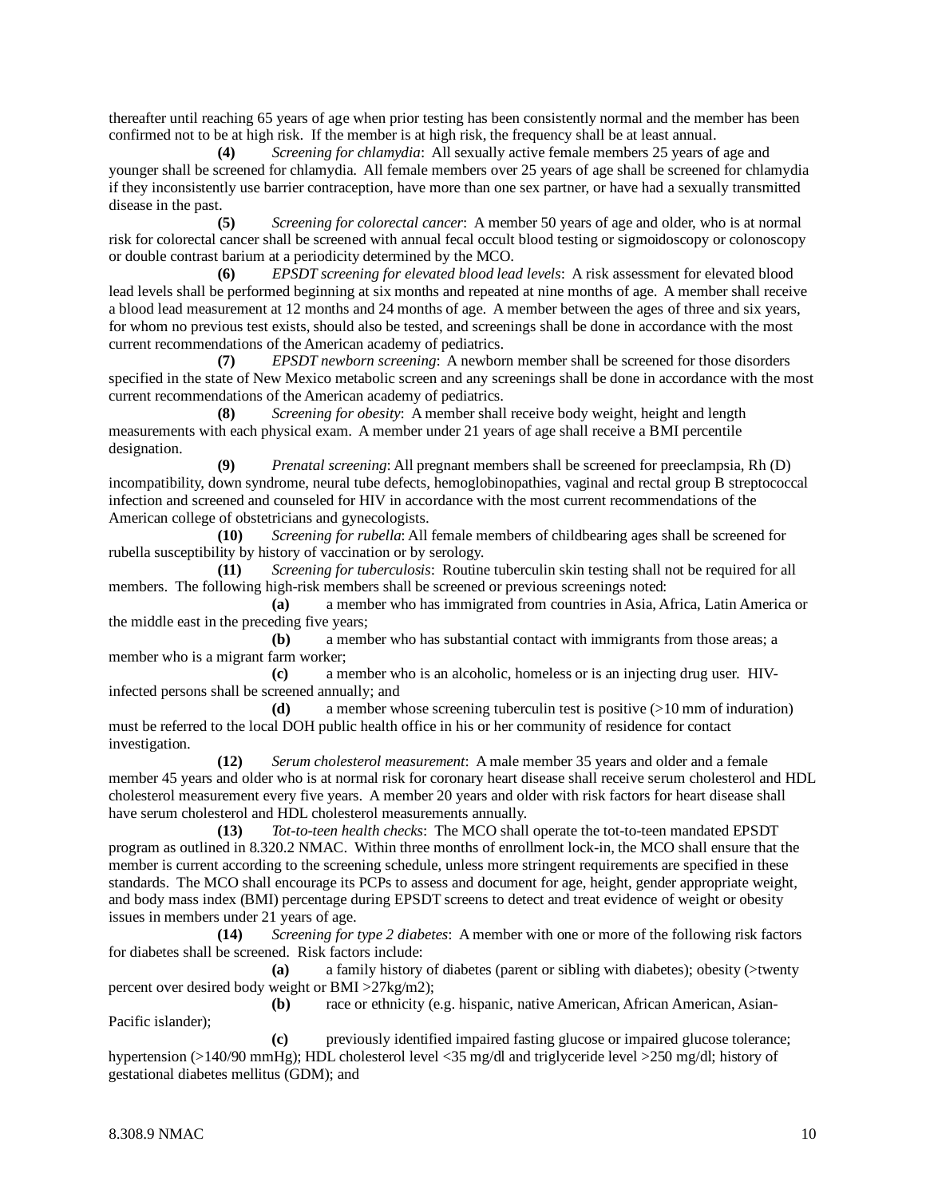thereafter until reaching 65 years of age when prior testing has been consistently normal and the member has been confirmed not to be at high risk. If the member is at high risk, the frequency shall be at least annual.

**(4)** *Screening for chlamydia*: All sexually active female members 25 years of age and younger shall be screened for chlamydia. All female members over 25 years of age shall be screened for chlamydia if they inconsistently use barrier contraception, have more than one sex partner, or have had a sexually transmitted disease in the past.

**(5)** *Screening for colorectal cancer*: A member 50 years of age and older, who is at normal risk for colorectal cancer shall be screened with annual fecal occult blood testing or sigmoidoscopy or colonoscopy or double contrast barium at a periodicity determined by the MCO.

**(6)** *EPSDT screening for elevated blood lead levels*: A risk assessment for elevated blood lead levels shall be performed beginning at six months and repeated at nine months of age. A member shall receive a blood lead measurement at 12 months and 24 months of age. A member between the ages of three and six years, for whom no previous test exists, should also be tested, and screenings shall be done in accordance with the most current recommendations of the American academy of pediatrics.

**(7)** *EPSDT newborn screening*: A newborn member shall be screened for those disorders specified in the state of New Mexico metabolic screen and any screenings shall be done in accordance with the most current recommendations of the American academy of pediatrics.

**(8)** *Screening for obesity*: A member shall receive body weight, height and length measurements with each physical exam. A member under 21 years of age shall receive a BMI percentile designation.

**(9)** *Prenatal screening*: All pregnant members shall be screened for preeclampsia, Rh (D) incompatibility, down syndrome, neural tube defects, hemoglobinopathies, vaginal and rectal group B streptococcal infection and screened and counseled for HIV in accordance with the most current recommendations of the American college of obstetricians and gynecologists.

**(10)** *Screening for rubella*: All female members of childbearing ages shall be screened for rubella susceptibility by history of vaccination or by serology.

**(11)** *Screening for tuberculosis*: Routine tuberculin skin testing shall not be required for all members. The following high-risk members shall be screened or previous screenings noted:

**(a)** a member who has immigrated from countries in Asia, Africa, Latin America or the middle east in the preceding five years;

**(b)** a member who has substantial contact with immigrants from those areas; a member who is a migrant farm worker;

**(c)** a member who is an alcoholic, homeless or is an injecting drug user. HIV-infected persons shall be screened annually; and

**(d)** a member whose screening tuberculin test is positive (>10 mm of induration) must be referred to the local DOH public health office in his or her community of residence for contact investigation.

**(12)** *Serum cholesterol measurement*: A male member 35 years and older and a female member 45 years and older who is at normal risk for coronary heart disease shall receive serum cholesterol and HDL cholesterol measurement every five years. A member 20 years and older with risk factors for heart disease shall have serum cholesterol and HDL cholesterol measurements annually.

**(13)** *Tot-to-teen health checks*: The MCO shall operate the tot-to-teen mandated EPSDT program as outlined in 8.320.2 NMAC. Within three months of enrollment lock-in, the MCO shall ensure that the member is current according to the screening schedule, unless more stringent requirements are specified in these standards. The MCO shall encourage its PCPs to assess and document for age, height, gender appropriate weight, and body mass index (BMI) percentage during EPSDT screens to detect and treat evidence of weight or obesity issues in members under 21 years of age.

**(14)** *Screening for type 2 diabetes*: A member with one or more of the following risk factors for diabetes shall be screened. Risk factors include:

**(a)** a family history of diabetes (parent or sibling with diabetes); obesity (>twenty percent over desired body weight or BMI >27kg/m2);

**(b)** race or ethnicity (e.g. hispanic, native American, African American, Asian-Pacific islander);

**(c)** previously identified impaired fasting glucose or impaired glucose tolerance; hypertension (>140/90 mmHg); HDL cholesterol level <35 mg/dl and triglyceride level >250 mg/dl; history of gestational diabetes mellitus (GDM); and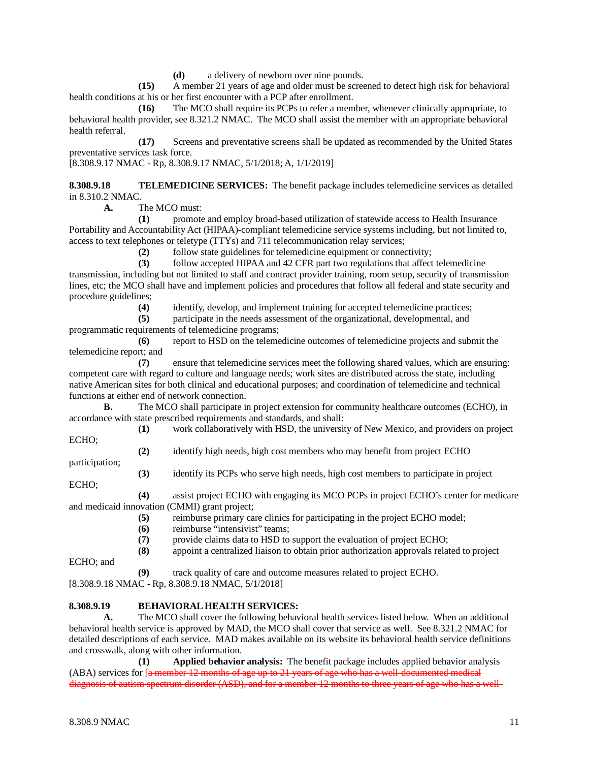(d) a delivery of newborn over nine pounds.

(15) A member 21 years of age and older must be screened to detect high risk for behavioral health conditions at his or her first encounter with a PCP after enrollment.

(16) The MCO shall require its PCPs to refer a member, whenever clinically appropriate, to behavioral health provider, see 8.321.2 NMAC. The MCO shall assist the member with an appropriate behavioral health referral.

(17) Screens and preventative screens shall be updated as recommended by the United States preventative services task force.

[8.308.9.17 NMAC - Rp, 8.308.9.17 NMAC, 5/1/2018; A, 1/1/2019]

**8.308.9.18 TELEMEDICINE SERVICES:** The benefit package includes telemedicine services as detailed in 8.310.2 NMAC.

**A.** The MCO must:

(1) promote and employ broad-based utilization of statewide access to Health Insurance Portability and Accountability Act (HIPAA)-compliant telemedicine service systems including, but not limited to, access to text telephones or teletype (TTYs) and 711 telecommunication relay services;

(2) follow state guidelines for telemedicine equipment or connectivity;

(3) follow accepted HIPAA and 42 CFR part two regulations that affect telemedicine transmission, including but not limited to staff and contract provider training, room setup, security of transmission lines, etc; the MCO shall have and implement policies and procedures that follow all federal and state security and procedure guidelines;

(4) identify, develop, and implement training for accepted telemedicine practices;

(5) participate in the needs assessment of the organizational, developmental, and programmatic requirements of telemedicine programs;

(6) report to HSD on the telemedicine outcomes of telemedicine projects and submit the telemedicine report; and

(7) ensure that telemedicine services meet the following shared values, which are ensuring: competent care with regard to culture and language needs; work sites are distributed across the state, including native American sites for both clinical and educational purposes; and coordination of telemedicine and technical functions at either end of network connection.

**B.** The MCO shall participate in project extension for community healthcare outcomes (ECHO), in accordance with state prescribed requirements and standards, and shall:

(1) work collaboratively with HSD, the university of New Mexico, and providers on project ECHO;

(2) identify high needs, high cost members who may benefit from project ECHO participation;

(3) identify its PCPs who serve high needs, high cost members to participate in project ECHO;

(4) assist project ECHO with engaging its MCO PCPs in project ECHO's center for medicare and medicaid innovation (CMMI) grant project;

(5) reimburse primary care clinics for participating in the project ECHO model;

(6) reimburse "intensivist" teams;

(7) provide claims data to HSD to support the evaluation of project ECHO;

(8) appoint a centralized liaison to obtain prior authorization approvals related to project ECHO; and

(9) track quality of care and outcome measures related to project ECHO.

[8.308.9.18 NMAC - Rp, 8.308.9.18 NMAC, 5/1/2018]

**8.308.9.19 BEHAVIORAL HEALTH SERVICES:**

**A.** The MCO shall cover the following behavioral health services listed below. When an additional behavioral health service is approved by MAD, the MCO shall cover that service as well. See 8.321.2 NMAC for detailed descriptions of each service. MAD makes available on its website its behavioral health service definitions and crosswalk, along with other information.

(1) **Applied behavior analysis:** The benefit package includes applied behavior analysis (ABA) services for ~~[a member 12 months of age up to 21 years of age who has a well-documented medical diagnosis of autism spectrum disorder (ASD), and for a member 12 months to three years of age who has a well-~~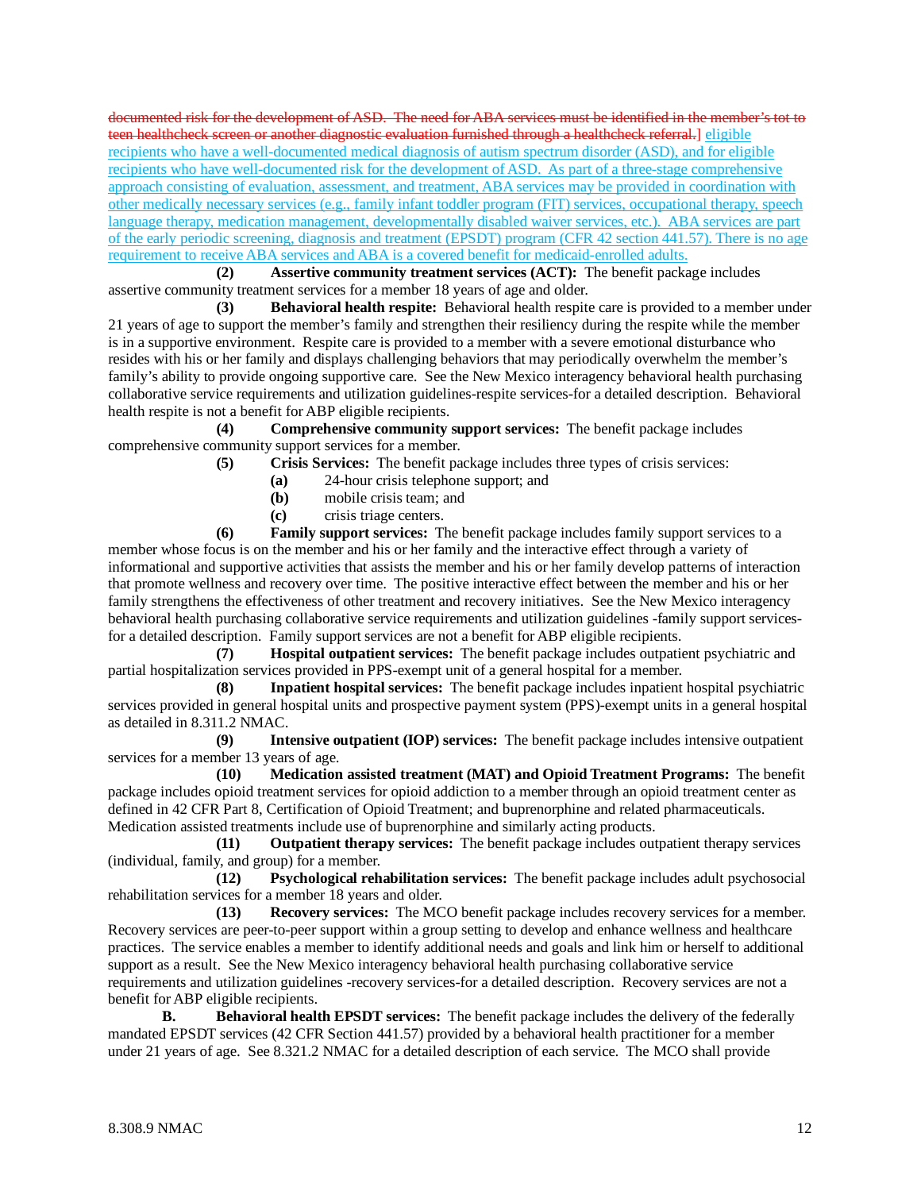documented risk for the development of ASD. The need for ABA services must be identified in the member's tot to teen healthcheck screen or another diagnostic evaluation furnished through a healthcheck referral.] eligible recipients who have a well-documented medical diagnosis of autism spectrum disorder (ASD), and for eligible recipients who have well-documented risk for the development of ASD. As part of a three-stage comprehensive approach consisting of evaluation, assessment, and treatment, ABA services may be provided in coordination with other medically necessary services (e.g., family infant toddler program (FIT) services, occupational therapy, speech language therapy, medication management, developmentally disabled waiver services, etc.). ABA services are part of the early periodic screening, diagnosis and treatment (EPSDT) program (CFR 42 section 441.57). There is no age requirement to receive ABA services and ABA is a covered benefit for medicaid-enrolled adults.

**(2) Assertive community treatment services (ACT):** The benefit package includes assertive community treatment services for a member 18 years of age and older.

**(3) Behavioral health respite:** Behavioral health respite care is provided to a member under 21 years of age to support the member's family and strengthen their resiliency during the respite while the member is in a supportive environment. Respite care is provided to a member with a severe emotional disturbance who resides with his or her family and displays challenging behaviors that may periodically overwhelm the member's family's ability to provide ongoing supportive care. See the New Mexico interagency behavioral health purchasing collaborative service requirements and utilization guidelines-respite services-for a detailed description. Behavioral health respite is not a benefit for ABP eligible recipients.

**(4) Comprehensive community support services:** The benefit package includes comprehensive community support services for a member.

**(5) Crisis Services:** The benefit package includes three types of crisis services:

**(a)** 24-hour crisis telephone support; and

**(b)** mobile crisis team; and

**(c)** crisis triage centers.

**(6) Family support services:** The benefit package includes family support services to a member whose focus is on the member and his or her family and the interactive effect through a variety of informational and supportive activities that assists the member and his or her family develop patterns of interaction that promote wellness and recovery over time. The positive interactive effect between the member and his or her family strengthens the effectiveness of other treatment and recovery initiatives. See the New Mexico interagency behavioral health purchasing collaborative service requirements and utilization guidelines -family support services- for a detailed description. Family support services are not a benefit for ABP eligible recipients.

**(7) Hospital outpatient services:** The benefit package includes outpatient psychiatric and partial hospitalization services provided in PPS-exempt unit of a general hospital for a member.

**(8) Inpatient hospital services:** The benefit package includes inpatient hospital psychiatric services provided in general hospital units and prospective payment system (PPS)-exempt units in a general hospital as detailed in 8.311.2 NMAC.

**(9) Intensive outpatient (IOP) services:** The benefit package includes intensive outpatient services for a member 13 years of age.

**(10) Medication assisted treatment (MAT) and Opioid Treatment Programs:** The benefit package includes opioid treatment services for opioid addiction to a member through an opioid treatment center as defined in 42 CFR Part 8, Certification of Opioid Treatment; and buprenorphine and related pharmaceuticals. Medication assisted treatments include use of buprenorphine and similarly acting products.

**(11) Outpatient therapy services:** The benefit package includes outpatient therapy services (individual, family, and group) for a member.

**(12) Psychological rehabilitation services:** The benefit package includes adult psychosocial rehabilitation services for a member 18 years and older.

**(13) Recovery services:** The MCO benefit package includes recovery services for a member. Recovery services are peer-to-peer support within a group setting to develop and enhance wellness and healthcare practices. The service enables a member to identify additional needs and goals and link him or herself to additional support as a result. See the New Mexico interagency behavioral health purchasing collaborative service requirements and utilization guidelines -recovery services-for a detailed description. Recovery services are not a benefit for ABP eligible recipients.

**B. Behavioral health EPSDT services:** The benefit package includes the delivery of the federally mandated EPSDT services (42 CFR Section 441.57) provided by a behavioral health practitioner for a member under 21 years of age. See 8.321.2 NMAC for a detailed description of each service. The MCO shall provide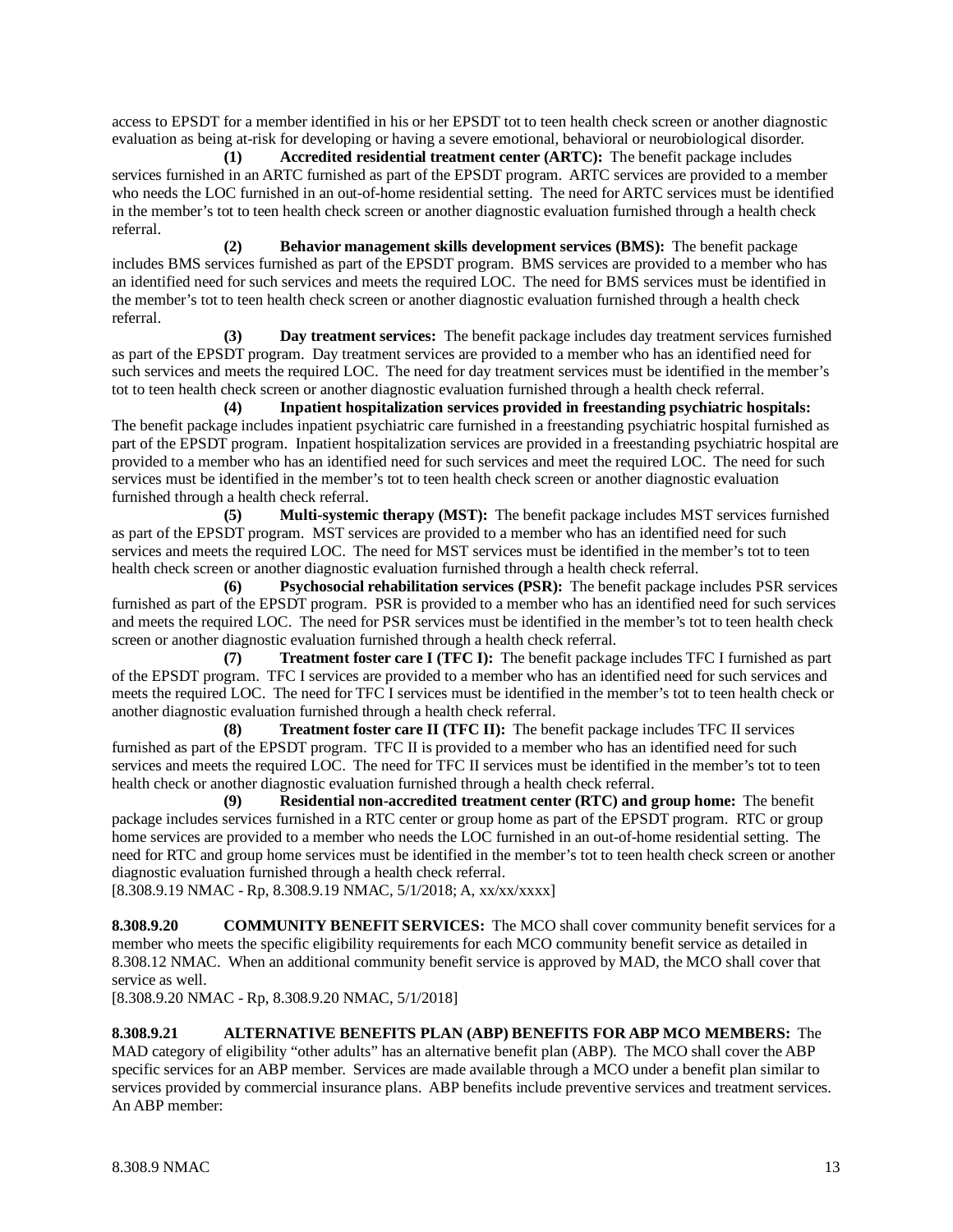access to EPSDT for a member identified in his or her EPSDT tot to teen health check screen or another diagnostic evaluation as being at-risk for developing or having a severe emotional, behavioral or neurobiological disorder.

**(1) Accredited residential treatment center (ARTC):** The benefit package includes services furnished in an ARTC furnished as part of the EPSDT program. ARTC services are provided to a member who needs the LOC furnished in an out-of-home residential setting. The need for ARTC services must be identified in the member's tot to teen health check screen or another diagnostic evaluation furnished through a health check referral.

**(2) Behavior management skills development services (BMS):** The benefit package includes BMS services furnished as part of the EPSDT program. BMS services are provided to a member who has an identified need for such services and meets the required LOC. The need for BMS services must be identified in the member's tot to teen health check screen or another diagnostic evaluation furnished through a health check referral.

**(3) Day treatment services:** The benefit package includes day treatment services furnished as part of the EPSDT program. Day treatment services are provided to a member who has an identified need for such services and meets the required LOC. The need for day treatment services must be identified in the member's tot to teen health check screen or another diagnostic evaluation furnished through a health check referral.

**(4) Inpatient hospitalization services provided in freestanding psychiatric hospitals:** The benefit package includes inpatient psychiatric care furnished in a freestanding psychiatric hospital furnished as part of the EPSDT program. Inpatient hospitalization services are provided in a freestanding psychiatric hospital are provided to a member who has an identified need for such services and meet the required LOC. The need for such services must be identified in the member's tot to teen health check screen or another diagnostic evaluation furnished through a health check referral.

**(5) Multi-systemic therapy (MST):** The benefit package includes MST services furnished as part of the EPSDT program. MST services are provided to a member who has an identified need for such services and meets the required LOC. The need for MST services must be identified in the member's tot to teen health check screen or another diagnostic evaluation furnished through a health check referral.

**(6) Psychosocial rehabilitation services (PSR):** The benefit package includes PSR services furnished as part of the EPSDT program. PSR is provided to a member who has an identified need for such services and meets the required LOC. The need for PSR services must be identified in the member's tot to teen health check screen or another diagnostic evaluation furnished through a health check referral.

**(7) Treatment foster care I (TFC I):** The benefit package includes TFC I furnished as part of the EPSDT program. TFC I services are provided to a member who has an identified need for such services and meets the required LOC. The need for TFC I services must be identified in the member's tot to teen health check or another diagnostic evaluation furnished through a health check referral.

**(8) Treatment foster care II (TFC II):** The benefit package includes TFC II services furnished as part of the EPSDT program. TFC II is provided to a member who has an identified need for such services and meets the required LOC. The need for TFC II services must be identified in the member's tot to teen health check or another diagnostic evaluation furnished through a health check referral.

**(9) Residential non-accredited treatment center (RTC) and group home:** The benefit package includes services furnished in a RTC center or group home as part of the EPSDT program. RTC or group home services are provided to a member who needs the LOC furnished in an out-of-home residential setting. The need for RTC and group home services must be identified in the member's tot to teen health check screen or another diagnostic evaluation furnished through a health check referral.

[8.308.9.19 NMAC - Rp, 8.308.9.19 NMAC, 5/1/2018; A, xx/xx/xxxx]

**8.308.9.20 COMMUNITY BENEFIT SERVICES:** The MCO shall cover community benefit services for a member who meets the specific eligibility requirements for each MCO community benefit service as detailed in 8.308.12 NMAC. When an additional community benefit service is approved by MAD, the MCO shall cover that service as well.

[8.308.9.20 NMAC - Rp, 8.308.9.20 NMAC, 5/1/2018]

**8.308.9.21 ALTERNATIVE BENEFITS PLAN (ABP) BENEFITS FOR ABP MCO MEMBERS:** The MAD category of eligibility "other adults" has an alternative benefit plan (ABP). The MCO shall cover the ABP specific services for an ABP member. Services are made available through a MCO under a benefit plan similar to services provided by commercial insurance plans. ABP benefits include preventive services and treatment services. An ABP member: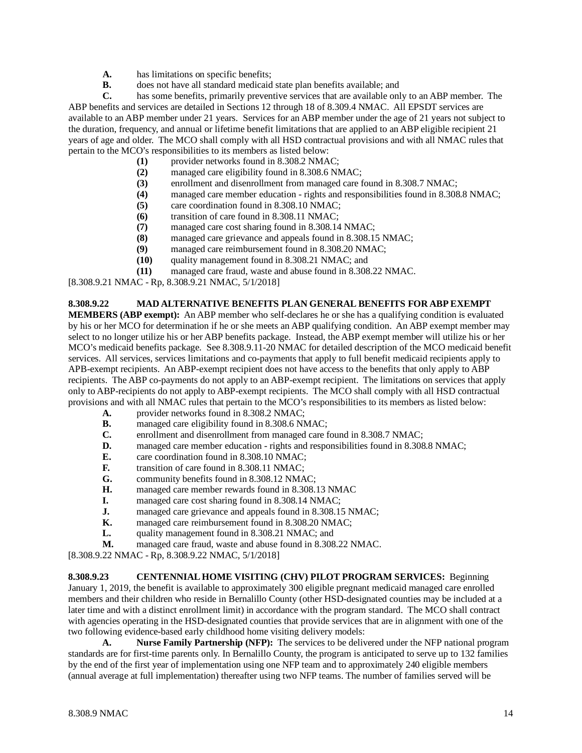**A.** has limitations on specific benefits;

**B.** does not have all standard medicaid state plan benefits available; and

**C.** has some benefits, primarily preventive services that are available only to an ABP member. The ABP benefits and services are detailed in Sections 12 through 18 of 8.309.4 NMAC. All EPSDT services are available to an ABP member under 21 years. Services for an ABP member under the age of 21 years not subject to the duration, frequency, and annual or lifetime benefit limitations that are applied to an ABP eligible recipient 21 years of age and older. The MCO shall comply with all HSD contractual provisions and with all NMAC rules that pertain to the MCO's responsibilities to its members as listed below:

**(1)** provider networks found in 8.308.2 NMAC;
**(2)** managed care eligibility found in 8.308.6 NMAC;
**(3)** enrollment and disenrollment from managed care found in 8.308.7 NMAC;
**(4)** managed care member education - rights and responsibilities found in 8.308.8 NMAC;
**(5)** care coordination found in 8.308.10 NMAC;
**(6)** transition of care found in 8.308.11 NMAC;
**(7)** managed care cost sharing found in 8.308.14 NMAC;
**(8)** managed care grievance and appeals found in 8.308.15 NMAC;
**(9)** managed care reimbursement found in 8.308.20 NMAC;
**(10)** quality management found in 8.308.21 NMAC; and
**(11)** managed care fraud, waste and abuse found in 8.308.22 NMAC.

[8.308.9.21 NMAC - Rp, 8.308.9.21 NMAC, 5/1/2018]

**8.308.9.22 MAD ALTERNATIVE BENEFITS PLAN GENERAL BENEFITS FOR ABP EXEMPT MEMBERS (ABP exempt):** An ABP member who self-declares he or she has a qualifying condition is evaluated by his or her MCO for determination if he or she meets an ABP qualifying condition. An ABP exempt member may select to no longer utilize his or her ABP benefits package. Instead, the ABP exempt member will utilize his or her MCO's medicaid benefits package. See 8.308.9.11-20 NMAC for detailed description of the MCO medicaid benefit services. All services, services limitations and co-payments that apply to full benefit medicaid recipients apply to APB-exempt recipients. An ABP-exempt recipient does not have access to the benefits that only apply to ABP recipients. The ABP co-payments do not apply to an ABP-exempt recipient. The limitations on services that apply only to ABP-recipients do not apply to ABP-exempt recipients. The MCO shall comply with all HSD contractual provisions and with all NMAC rules that pertain to the MCO's responsibilities to its members as listed below:

**A.** provider networks found in 8.308.2 NMAC;
**B.** managed care eligibility found in 8.308.6 NMAC;
**C.** enrollment and disenrollment from managed care found in 8.308.7 NMAC;
**D.** managed care member education - rights and responsibilities found in 8.308.8 NMAC;
**E.** care coordination found in 8.308.10 NMAC;
**F.** transition of care found in 8.308.11 NMAC;
**G.** community benefits found in 8.308.12 NMAC;
**H.** managed care member rewards found in 8.308.13 NMAC
**I.** managed care cost sharing found in 8.308.14 NMAC;
**J.** managed care grievance and appeals found in 8.308.15 NMAC;
**K.** managed care reimbursement found in 8.308.20 NMAC;
**L.** quality management found in 8.308.21 NMAC; and
**M.** managed care fraud, waste and abuse found in 8.308.22 NMAC.

[8.308.9.22 NMAC - Rp, 8.308.9.22 NMAC, 5/1/2018]

**8.308.9.23 CENTENNIAL HOME VISITING (CHV) PILOT PROGRAM SERVICES:** Beginning January 1, 2019, the benefit is available to approximately 300 eligible pregnant medicaid managed care enrolled members and their children who reside in Bernalillo County (other HSD-designated counties may be included at a later time and with a distinct enrollment limit) in accordance with the program standard. The MCO shall contract with agencies operating in the HSD-designated counties that provide services that are in alignment with one of the two following evidence-based early childhood home visiting delivery models:

**A. Nurse Family Partnership (NFP):** The services to be delivered under the NFP national program standards are for first-time parents only. In Bernalillo County, the program is anticipated to serve up to 132 families by the end of the first year of implementation using one NFP team and to approximately 240 eligible members (annual average at full implementation) thereafter using two NFP teams. The number of families served will be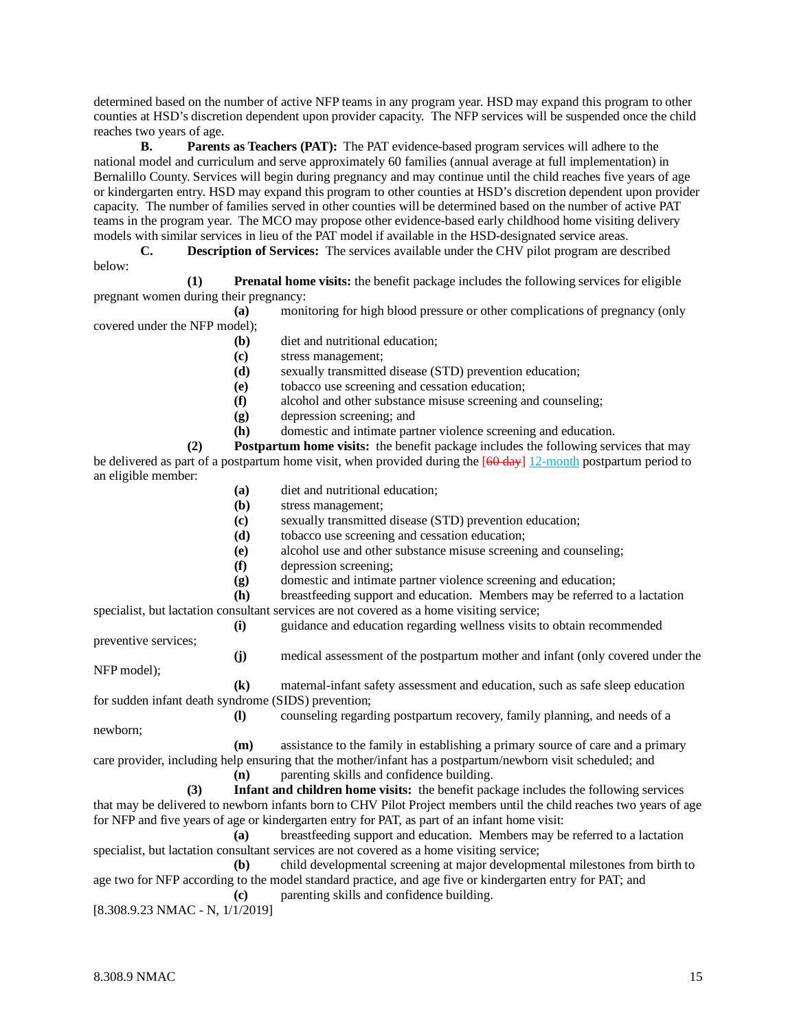determined based on the number of active NFP teams in any program year. HSD may expand this program to other counties at HSD's discretion dependent upon provider capacity. The NFP services will be suspended once the child reaches two years of age.

**B. Parents as Teachers (PAT):** The PAT evidence-based program services will adhere to the national model and curriculum and serve approximately 60 families (annual average at full implementation) in Bernalillo County. Services will begin during pregnancy and may continue until the child reaches five years of age or kindergarten entry. HSD may expand this program to other counties at HSD's discretion dependent upon provider capacity. The number of families served in other counties will be determined based on the number of active PAT teams in the program year. The MCO may propose other evidence-based early childhood home visiting delivery models with similar services in lieu of the PAT model if available in the HSD-designated service areas.

**C. Description of Services:** The services available under the CHV pilot program are described below:

**(1) Prenatal home visits:** the benefit package includes the following services for eligible pregnant women during their pregnancy:

**(a)** monitoring for high blood pressure or other complications of pregnancy (only covered under the NFP model);

**(b)** diet and nutritional education;

**(c)** stress management;

**(d)** sexually transmitted disease (STD) prevention education;

**(e)** tobacco use screening and cessation education;

**(f)** alcohol and other substance misuse screening and counseling;

**(g)** depression screening; and

**(h)** domestic and intimate partner violence screening and education.

**(2) Postpartum home visits:** the benefit package includes the following services that may be delivered as part of a postpartum home visit, when provided during the [~~60 day~~] 12-month postpartum period to an eligible member:

**(a)** diet and nutritional education;

**(b)** stress management;

**(c)** sexually transmitted disease (STD) prevention education;

**(d)** tobacco use screening and cessation education;

**(e)** alcohol use and other substance misuse screening and counseling;

**(f)** depression screening;

**(g)** domestic and intimate partner violence screening and education;

**(h)** breastfeeding support and education. Members may be referred to a lactation specialist, but lactation consultant services are not covered as a home visiting service;

**(i)** guidance and education regarding wellness visits to obtain recommended preventive services;

**(j)** medical assessment of the postpartum mother and infant (only covered under the NFP model);

**(k)** maternal-infant safety assessment and education, such as safe sleep education for sudden infant death syndrome (SIDS) prevention;

**(l)** counseling regarding postpartum recovery, family planning, and needs of a newborn;

**(m)** assistance to the family in establishing a primary source of care and a primary care provider, including help ensuring that the mother/infant has a postpartum/newborn visit scheduled; and

**(n)** parenting skills and confidence building.

**(3) Infant and children home visits:** the benefit package includes the following services that may be delivered to newborn infants born to CHV Pilot Project members until the child reaches two years of age for NFP and five years of age or kindergarten entry for PAT, as part of an infant home visit:

**(a)** breastfeeding support and education. Members may be referred to a lactation specialist, but lactation consultant services are not covered as a home visiting service;

**(b)** child developmental screening at major developmental milestones from birth to age two for NFP according to the model standard practice, and age five or kindergarten entry for PAT; and

**(c)** parenting skills and confidence building.

[8.308.9.23 NMAC - N, 1/1/2019]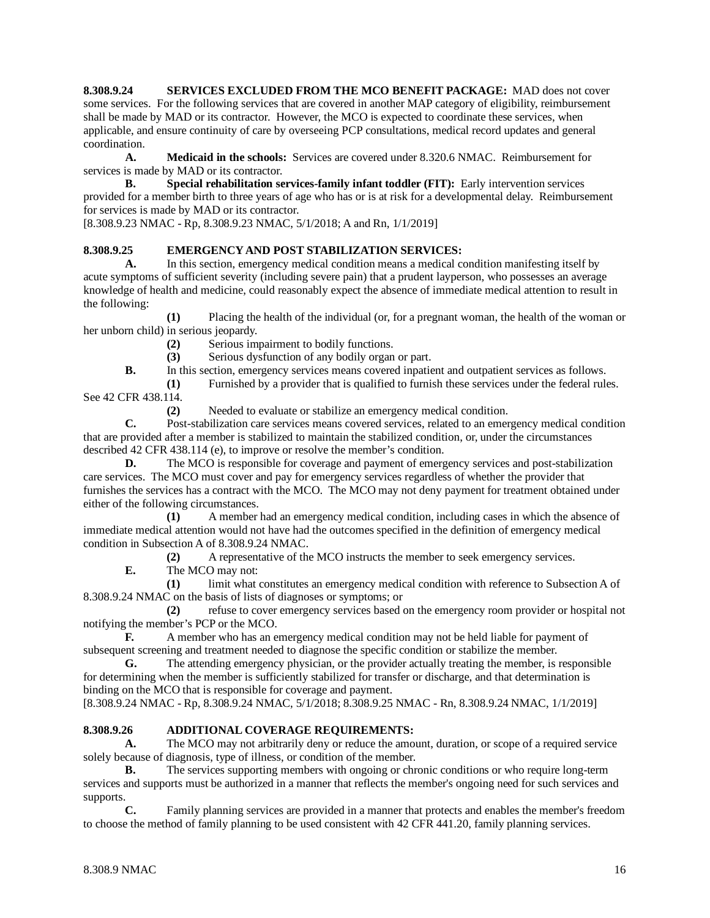**8.308.9.24 SERVICES EXCLUDED FROM THE MCO BENEFIT PACKAGE:** MAD does not cover some services. For the following services that are covered in another MAP category of eligibility, reimbursement shall be made by MAD or its contractor. However, the MCO is expected to coordinate these services, when applicable, and ensure continuity of care by overseeing PCP consultations, medical record updates and general coordination.

**A. Medicaid in the schools:** Services are covered under 8.320.6 NMAC. Reimbursement for services is made by MAD or its contractor.

**B. Special rehabilitation services-family infant toddler (FIT):** Early intervention services provided for a member birth to three years of age who has or is at risk for a developmental delay. Reimbursement for services is made by MAD or its contractor.

[8.308.9.23 NMAC - Rp, 8.308.9.23 NMAC, 5/1/2018; A and Rn, 1/1/2019]

**8.308.9.25 EMERGENCY AND POST STABILIZATION SERVICES:**

**A.** In this section, emergency medical condition means a medical condition manifesting itself by acute symptoms of sufficient severity (including severe pain) that a prudent layperson, who possesses an average knowledge of health and medicine, could reasonably expect the absence of immediate medical attention to result in the following:

**(1)** Placing the health of the individual (or, for a pregnant woman, the health of the woman or her unborn child) in serious jeopardy.

**(2)** Serious impairment to bodily functions.

**(3)** Serious dysfunction of any bodily organ or part.

**B.** In this section, emergency services means covered inpatient and outpatient services as follows.

**(1)** Furnished by a provider that is qualified to furnish these services under the federal rules. See 42 CFR 438.114.

**(2)** Needed to evaluate or stabilize an emergency medical condition.

**C.** Post-stabilization care services means covered services, related to an emergency medical condition that are provided after a member is stabilized to maintain the stabilized condition, or, under the circumstances described 42 CFR 438.114 (e), to improve or resolve the member's condition.

**D.** The MCO is responsible for coverage and payment of emergency services and post-stabilization care services. The MCO must cover and pay for emergency services regardless of whether the provider that furnishes the services has a contract with the MCO. The MCO may not deny payment for treatment obtained under either of the following circumstances.

**(1)** A member had an emergency medical condition, including cases in which the absence of immediate medical attention would not have had the outcomes specified in the definition of emergency medical condition in Subsection A of 8.308.9.24 NMAC.

**(2)** A representative of the MCO instructs the member to seek emergency services.

**E.** The MCO may not:

**(1)** limit what constitutes an emergency medical condition with reference to Subsection A of 8.308.9.24 NMAC on the basis of lists of diagnoses or symptoms; or

**(2)** refuse to cover emergency services based on the emergency room provider or hospital not notifying the member's PCP or the MCO.

**F.** A member who has an emergency medical condition may not be held liable for payment of subsequent screening and treatment needed to diagnose the specific condition or stabilize the member.

**G.** The attending emergency physician, or the provider actually treating the member, is responsible for determining when the member is sufficiently stabilized for transfer or discharge, and that determination is binding on the MCO that is responsible for coverage and payment.

[8.308.9.24 NMAC - Rp, 8.308.9.24 NMAC, 5/1/2018; 8.308.9.25 NMAC - Rn, 8.308.9.24 NMAC, 1/1/2019]

**8.308.9.26 ADDITIONAL COVERAGE REQUIREMENTS:**

**A.** The MCO may not arbitrarily deny or reduce the amount, duration, or scope of a required service solely because of diagnosis, type of illness, or condition of the member.

**B.** The services supporting members with ongoing or chronic conditions or who require long-term services and supports must be authorized in a manner that reflects the member's ongoing need for such services and supports.

**C.** Family planning services are provided in a manner that protects and enables the member's freedom to choose the method of family planning to be used consistent with 42 CFR 441.20, family planning services.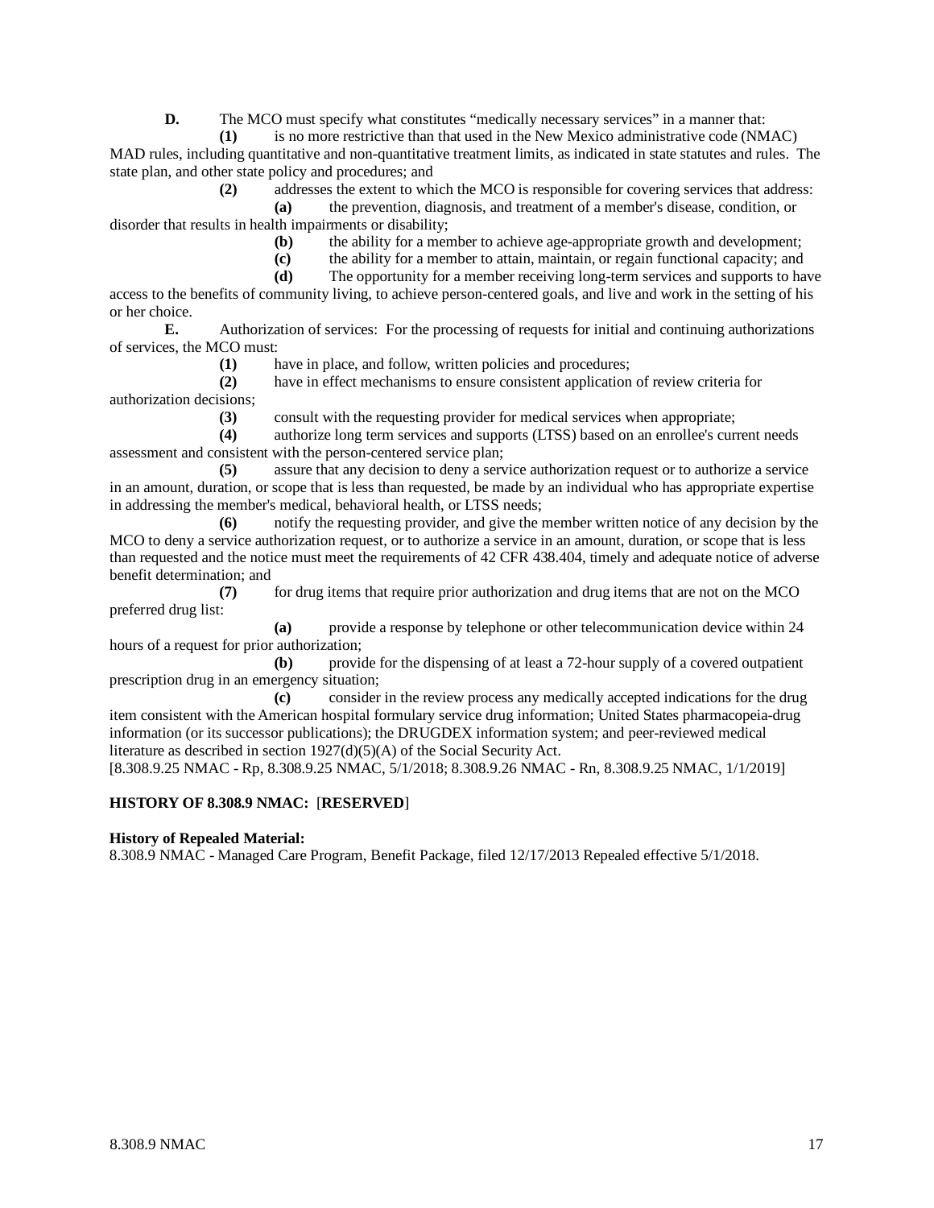**D.** The MCO must specify what constitutes "medically necessary services" in a manner that:

**(1)** is no more restrictive than that used in the New Mexico administrative code (NMAC) MAD rules, including quantitative and non-quantitative treatment limits, as indicated in state statutes and rules. The state plan, and other state policy and procedures; and

**(2)** addresses the extent to which the MCO is responsible for covering services that address:

**(a)** the prevention, diagnosis, and treatment of a member's disease, condition, or disorder that results in health impairments or disability;

**(b)** the ability for a member to achieve age-appropriate growth and development;

**(c)** the ability for a member to attain, maintain, or regain functional capacity; and

**(d)** The opportunity for a member receiving long-term services and supports to have access to the benefits of community living, to achieve person-centered goals, and live and work in the setting of his or her choice.

**E.** Authorization of services: For the processing of requests for initial and continuing authorizations of services, the MCO must:

**(1)** have in place, and follow, written policies and procedures;

**(2)** have in effect mechanisms to ensure consistent application of review criteria for authorization decisions;

**(3)** consult with the requesting provider for medical services when appropriate;

**(4)** authorize long term services and supports (LTSS) based on an enrollee's current needs assessment and consistent with the person-centered service plan;

**(5)** assure that any decision to deny a service authorization request or to authorize a service in an amount, duration, or scope that is less than requested, be made by an individual who has appropriate expertise in addressing the member's medical, behavioral health, or LTSS needs;

**(6)** notify the requesting provider, and give the member written notice of any decision by the MCO to deny a service authorization request, or to authorize a service in an amount, duration, or scope that is less than requested and the notice must meet the requirements of 42 CFR 438.404, timely and adequate notice of adverse benefit determination; and

**(7)** for drug items that require prior authorization and drug items that are not on the MCO preferred drug list:

**(a)** provide a response by telephone or other telecommunication device within 24 hours of a request for prior authorization;

**(b)** provide for the dispensing of at least a 72-hour supply of a covered outpatient prescription drug in an emergency situation;

**(c)** consider in the review process any medically accepted indications for the drug item consistent with the American hospital formulary service drug information; United States pharmacopeia-drug information (or its successor publications); the DRUGDEX information system; and peer-reviewed medical literature as described in section 1927(d)(5)(A) of the Social Security Act.

[8.308.9.25 NMAC - Rp, 8.308.9.25 NMAC, 5/1/2018; 8.308.9.26 NMAC - Rn, 8.308.9.25 NMAC, 1/1/2019]

**HISTORY OF 8.308.9 NMAC:** [**RESERVED**]

**History of Repealed Material:**
8.308.9 NMAC - Managed Care Program, Benefit Package, filed 12/17/2013 Repealed effective 5/1/2018.